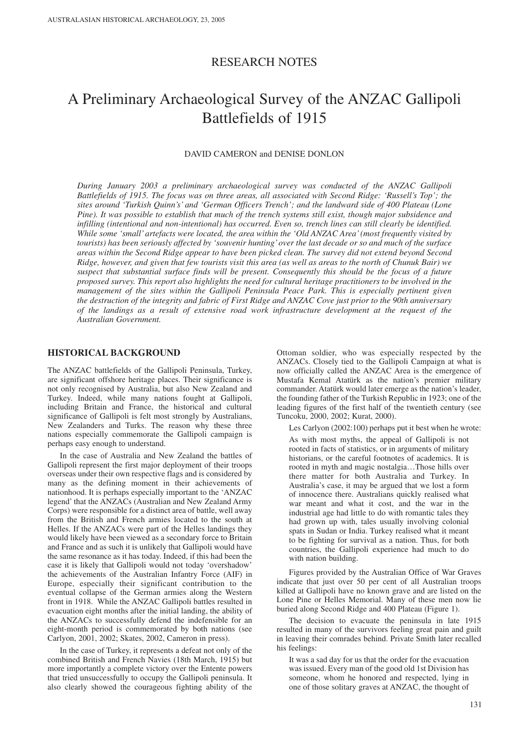RESEARCH NOTES

# A Preliminary Archaeological Survey of the ANZAC Gallipoli Battlefields of 1915

DAVID CAMERON and DENISE DONLON

*During January 2003 a preliminary archaeological survey was conducted of the ANZAC Gallipoli Battlefields of 1915. The focus was on three areas, all associated with Second Ridge: 'Russell's Top'; the sites around 'Turkish Quinn's' and 'German Officers Trench'; and the landward side of 400 Plateau (Lone Pine). It was possible to establish that much of the trench systems still exist, though major subsidence and infilling (intentional and non-intentional) has occurred. Even so, trench lines can still clearly be identified. While some 'small' artefacts were located, the area within the 'Old ANZAC Area' (most frequently visited by tourists) has been seriously affected by 'souvenir hunting' over the last decade or so and much of the surface areas within the Second Ridge appear to have been picked clean. The survey did not extend beyond Second Ridge, however, and given that few tourists visit this area (as well as areas to the north of Chunuk Bair) we suspect that substantial surface finds will be present. Consequently this should be the focus of a future proposed survey. This report also highlights the need for cultural heritage practitioners to be involved in the management of the sites within the Gallipoli Peninsula Peace Park. This is especially pertinent given the destruction of the integrity and fabric of First Ridge and ANZAC Cove just prior to the 90th anniversary of the landings as a result of extensive road work infrastructure development at the request of the Australian Government.*

## HISTORICAL BACKGROUND

The ANZAC battlefields of the Gallipoli Peninsula, Turkey, are significant offshore heritage places. Their significance is not only recognised by Australia, but also New Zealand and Turkey. Indeed, while many nations fought at Gallipoli, including Britain and France, the historical and cultural significance of Gallipoli is felt most strongly by Australians, New Zealanders and Turks. The reason why these three nations especially commemorate the Gallipoli campaign is perhaps easy enough to understand.

In the case of Australia and New Zealand the battles of Gallipoli represent the first major deployment of their troops overseas under their own respective flags and is considered by many as the defining moment in their achievements of nationhood. It is perhaps especially important to the 'ANZAC legend' that the ANZACs (Australian and New Zealand Army Corps) were responsible for a distinct area of battle, well away from the British and French armies located to the south at Helles. If the ANZACs were part of the Helles landings they would likely have been viewed as a secondary force to Britain and France and as such it is unlikely that Gallipoli would have the same resonance as it has today. Indeed, if this had been the case it is likely that Gallipoli would not today 'overshadow' the achievements of the Australian Infantry Force (AIF) in Europe, especially their significant contribution to the eventual collapse of the German armies along the Western front in 1918. While the ANZAC Gallipoli battles resulted in evacuation eight months after the initial landing, the ability of the ANZACs to successfully defend the indefensible for an eight-month period is commemorated by both nations (see Carlyon, 2001, 2002; Skates, 2002, Cameron in press).

In the case of Turkey, it represents a defeat not only of the combined British and French Navies (18th March, 1915) but more importantly a complete victory over the Entente powers that tried unsuccessfully to occupy the Gallipoli peninsula. It also clearly showed the courageous fighting ability of the Ottoman soldier, who was especially respected by the ANZACs. Closely tied to the Gallipoli Campaign at what is now officially called the ANZAC Area is the emergence of Mustafa Kemal Atatürk as the nation's premier military commander. Atatürk would later emerge as the nation's leader, the founding father of the Turkish Republic in 1923; one of the leading figures of the first half of the twentieth century (see Tuncoku, 2000, 2002; Kurat, 2000).

Les Carlyon (2002:100) perhaps put it best when he wrote:

> As with most myths, the appeal of Gallipoli is not rooted in facts of statistics, or in arguments of military historians, or the careful footnotes of academics. It is rooted in myth and magic nostalgia…Those hills over there matter for both Australia and Turkey. In Australia's case, it may be argued that we lost a form of innocence there. Australians quickly realised what war meant and what it cost, and the war in the industrial age had little to do with romantic tales they had grown up with, tales usually involving colonial spats in Sudan or India. Turkey realised what it meant to be fighting for survival as a nation. Thus, for both countries, the Gallipoli experience had much to do with nation building.

Figures provided by the Australian Office of War Graves indicate that just over 50 per cent of all Australian troops killed at Gallipoli have no known grave and are listed on the Lone Pine or Helles Memorial. Many of these men now lie buried along Second Ridge and 400 Plateau (Figure 1).

The decision to evacuate the peninsula in late 1915 resulted in many of the survivors feeling great pain and guilt in leaving their comrades behind. Private Smith later recalled his feelings:

> It was a sad day for us that the order for the evacuation was issued. Every man of the good old 1st Division has someone, whom he honored and respected, lying in one of those solitary graves at ANZAC, the thought of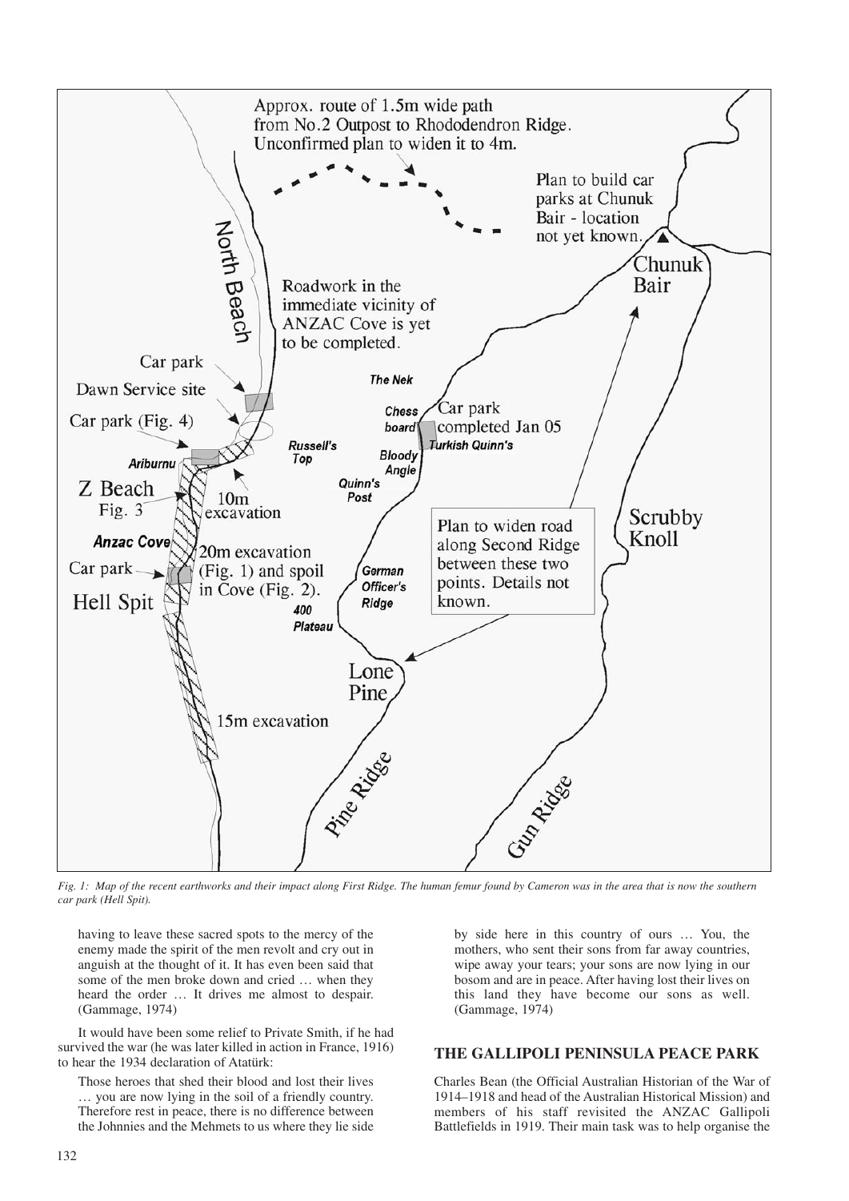*Fig. 1: Map of the recent earthworks and their impact along First Ridge. The human femur found by Cameron was in the area that is now the southern car park (Hell Spit).*

> having to leave these sacred spots to the mercy of the enemy made the spirit of the men revolt and cry out in anguish at the thought of it. It has even been said that some of the men broke down and cried … when they heard the order … It drives me almost to despair. (Gammage, 1974)

It would have been some relief to Private Smith, if he had survived the war (he was later killed in action in France, 1916) to hear the 1934 declaration of Atatürk:

> Those heroes that shed their blood and lost their lives … you are now lying in the soil of a friendly country. Therefore rest in peace, there is no difference between the Johnnies and the Mehmets to us where they lie side by side here in this country of ours … You, the mothers, who sent their sons from far away countries, wipe away your tears; your sons are now lying in our bosom and are in peace. After having lost their lives on this land they have become our sons as well. (Gammage, 1974)

## THE GALLIPOLI PENINSULA PEACE PARK

Charles Bean (the Official Australian Historian of the War of 1914–1918 and head of the Australian Historical Mission) and members of his staff revisited the ANZAC Gallipoli Battlefields in 1919. Their main task was to help organise the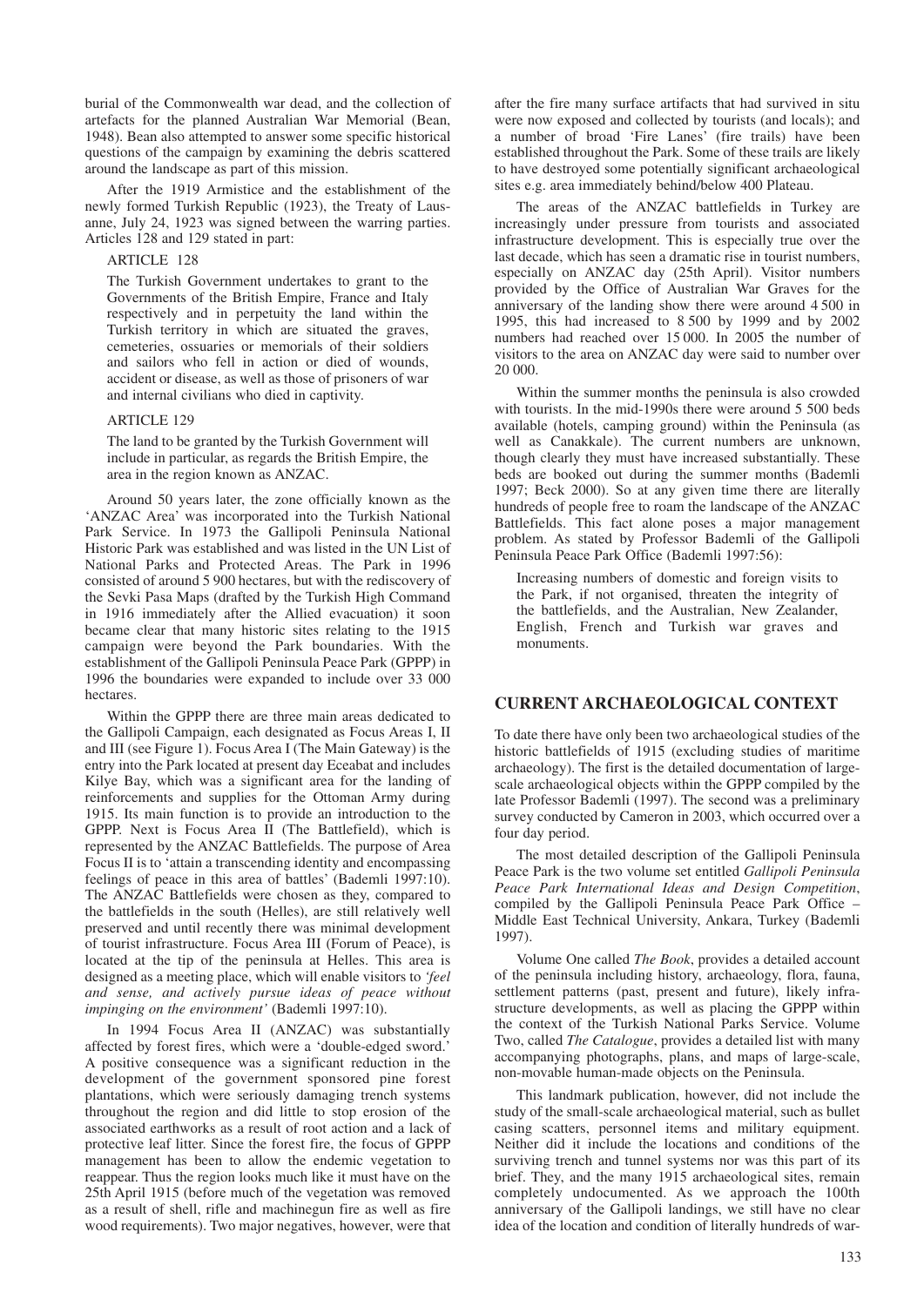burial of the Commonwealth war dead, and the collection of artefacts for the planned Australian War Memorial (Bean, 1948). Bean also attempted to answer some specific historical questions of the campaign by examining the debris scattered around the landscape as part of this mission.

After the 1919 Armistice and the establishment of the newly formed Turkish Republic (1923), the Treaty of Lausanne, July 24, 1923 was signed between the warring parties. Articles 128 and 129 stated in part:

> ARTICLE 128
>
> The Turkish Government undertakes to grant to the Governments of the British Empire, France and Italy respectively and in perpetuity the land within the Turkish territory in which are situated the graves, cemeteries, ossuaries or memorials of their soldiers and sailors who fell in action or died of wounds, accident or disease, as well as those of prisoners of war and internal civilians who died in captivity.
>
> ARTICLE 129
>
> The land to be granted by the Turkish Government will include in particular, as regards the British Empire, the area in the region known as ANZAC.

Around 50 years later, the zone officially known as the 'ANZAC Area' was incorporated into the Turkish National Park Service. In 1973 the Gallipoli Peninsula National Historic Park was established and was listed in the UN List of National Parks and Protected Areas. The Park in 1996 consisted of around 5 900 hectares, but with the rediscovery of the Sevki Pasa Maps (drafted by the Turkish High Command in 1916 immediately after the Allied evacuation) it soon became clear that many historic sites relating to the 1915 campaign were beyond the Park boundaries. With the establishment of the Gallipoli Peninsula Peace Park (GPPP) in 1996 the boundaries were expanded to include over 33 000 hectares.

Within the GPPP there are three main areas dedicated to the Gallipoli Campaign, each designated as Focus Areas I, II and III (see Figure 1). Focus Area I (The Main Gateway) is the entry into the Park located at present day Eceabat and includes Kilye Bay, which was a significant area for the landing of reinforcements and supplies for the Ottoman Army during 1915. Its main function is to provide an introduction to the GPPP. Next is Focus Area II (The Battlefield), which is represented by the ANZAC Battlefields. The purpose of Area Focus II is to 'attain a transcending identity and encompassing feelings of peace in this area of battles' (Bademli 1997:10). The ANZAC Battlefields were chosen as they, compared to the battlefields in the south (Helles), are still relatively well preserved and until recently there was minimal development of tourist infrastructure. Focus Area III (Forum of Peace), is located at the tip of the peninsula at Helles. This area is designed as a meeting place, which will enable visitors to *'feel and sense, and actively pursue ideas of peace without impinging on the environment'* (Bademli 1997:10).

In 1994 Focus Area II (ANZAC) was substantially affected by forest fires, which were a 'double-edged sword.' A positive consequence was a significant reduction in the development of the government sponsored pine forest plantations, which were seriously damaging trench systems throughout the region and did little to stop erosion of the associated earthworks as a result of root action and a lack of protective leaf litter. Since the forest fire, the focus of GPPP management has been to allow the endemic vegetation to reappear. Thus the region looks much like it must have on the 25th April 1915 (before much of the vegetation was removed as a result of shell, rifle and machinegun fire as well as fire wood requirements). Two major negatives, however, were that after the fire many surface artifacts that had survived in situ were now exposed and collected by tourists (and locals); and a number of broad 'Fire Lanes' (fire trails) have been established throughout the Park. Some of these trails are likely to have destroyed some potentially significant archaeological sites e.g. area immediately behind/below 400 Plateau.

The areas of the ANZAC battlefields in Turkey are increasingly under pressure from tourists and associated infrastructure development. This is especially true over the last decade, which has seen a dramatic rise in tourist numbers, especially on ANZAC day (25th April). Visitor numbers provided by the Office of Australian War Graves for the anniversary of the landing show there were around 4 500 in 1995, this had increased to 8 500 by 1999 and by 2002 numbers had reached over 15 000. In 2005 the number of visitors to the area on ANZAC day were said to number over 20 000.

Within the summer months the peninsula is also crowded with tourists. In the mid-1990s there were around 5 500 beds available (hotels, camping ground) within the Peninsula (as well as Canakkale). The current numbers are unknown, though clearly they must have increased substantially. These beds are booked out during the summer months (Bademli 1997; Beck 2000). So at any given time there are literally hundreds of people free to roam the landscape of the ANZAC Battlefields. This fact alone poses a major management problem. As stated by Professor Bademli of the Gallipoli Peninsula Peace Park Office (Bademli 1997:56):

> Increasing numbers of domestic and foreign visits to the Park, if not organised, threaten the integrity of the battlefields, and the Australian, New Zealander, English, French and Turkish war graves and monuments.

## CURRENT ARCHAEOLOGICAL CONTEXT

To date there have only been two archaeological studies of the historic battlefields of 1915 (excluding studies of maritime archaeology). The first is the detailed documentation of large-scale archaeological objects within the GPPP compiled by the late Professor Bademli (1997). The second was a preliminary survey conducted by Cameron in 2003, which occurred over a four day period.

The most detailed description of the Gallipoli Peninsula Peace Park is the two volume set entitled *Gallipoli Peninsula Peace Park International Ideas and Design Competition*, compiled by the Gallipoli Peninsula Peace Park Office – Middle East Technical University, Ankara, Turkey (Bademli 1997).

Volume One called *The Book*, provides a detailed account of the peninsula including history, archaeology, flora, fauna, settlement patterns (past, present and future), likely infrastructure developments, as well as placing the GPPP within the context of the Turkish National Parks Service. Volume Two, called *The Catalogue*, provides a detailed list with many accompanying photographs, plans, and maps of large-scale, non-movable human-made objects on the Peninsula.

This landmark publication, however, did not include the study of the small-scale archaeological material, such as bullet casing scatters, personnel items and military equipment. Neither did it include the locations and conditions of the surviving trench and tunnel systems nor was this part of its brief. They, and the many 1915 archaeological sites, remain completely undocumented. As we approach the 100th anniversary of the Gallipoli landings, we still have no clear idea of the location and condition of literally hundreds of war-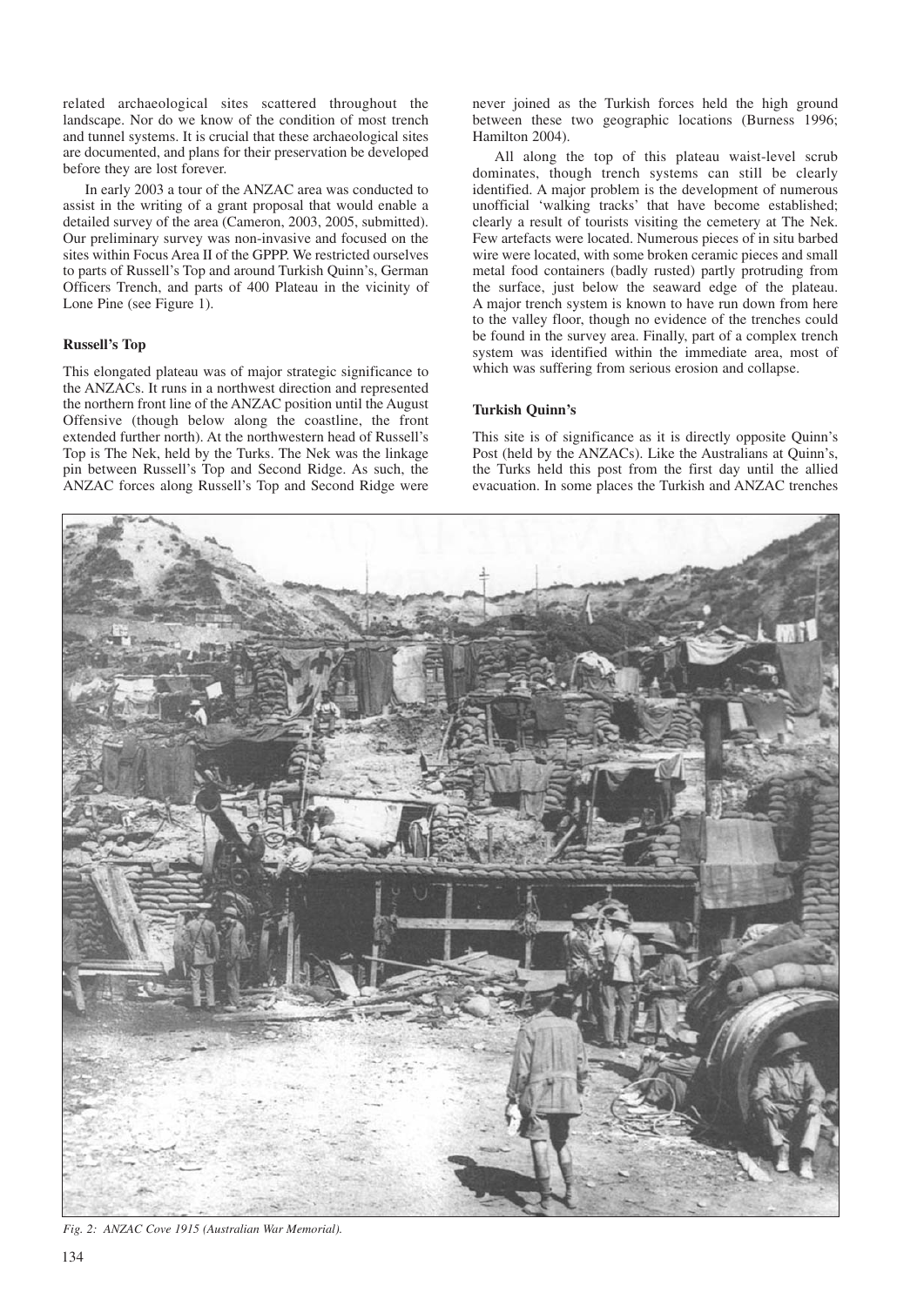related archaeological sites scattered throughout the landscape. Nor do we know of the condition of most trench and tunnel systems. It is crucial that these archaeological sites are documented, and plans for their preservation be developed before they are lost forever.

In early 2003 a tour of the ANZAC area was conducted to assist in the writing of a grant proposal that would enable a detailed survey of the area (Cameron, 2003, 2005, submitted). Our preliminary survey was non-invasive and focused on the sites within Focus Area II of the GPPP. We restricted ourselves to parts of Russell's Top and around Turkish Quinn's, German Officers Trench, and parts of 400 Plateau in the vicinity of Lone Pine (see Figure 1).

### Russell's Top

This elongated plateau was of major strategic significance to the ANZACs. It runs in a northwest direction and represented the northern front line of the ANZAC position until the August Offensive (though below along the coastline, the front extended further north). At the northwestern head of Russell's Top is The Nek, held by the Turks. The Nek was the linkage pin between Russell's Top and Second Ridge. As such, the ANZAC forces along Russell's Top and Second Ridge were never joined as the Turkish forces held the high ground between these two geographic locations (Burness 1996; Hamilton 2004).

All along the top of this plateau waist-level scrub dominates, though trench systems can still be clearly identified. A major problem is the development of numerous unofficial 'walking tracks' that have become established; clearly a result of tourists visiting the cemetery at The Nek. Few artefacts were located. Numerous pieces of in situ barbed wire were located, with some broken ceramic pieces and small metal food containers (badly rusted) partly protruding from the surface, just below the seaward edge of the plateau. A major trench system is known to have run down from here to the valley floor, though no evidence of the trenches could be found in the survey area. Finally, part of a complex trench system was identified within the immediate area, most of which was suffering from serious erosion and collapse.

### Turkish Quinn's

This site is of significance as it is directly opposite Quinn's Post (held by the ANZACs). Like the Australians at Quinn's, the Turks held this post from the first day until the allied evacuation. In some places the Turkish and ANZAC trenches

*Fig. 2: ANZAC Cove 1915 (Australian War Memorial).*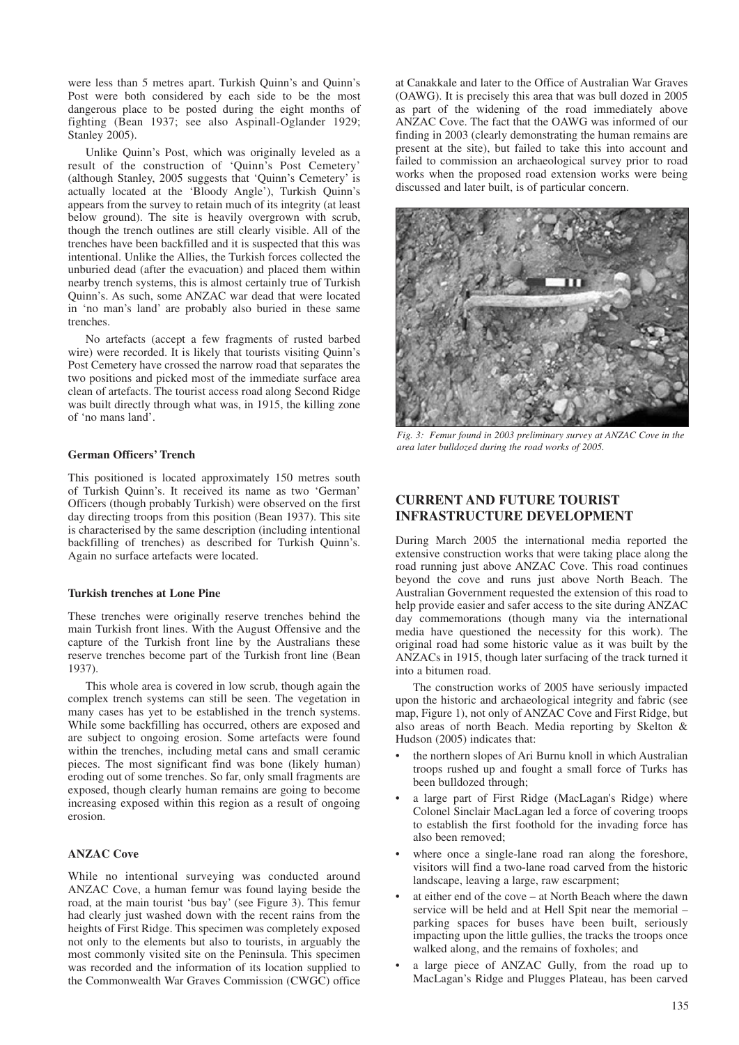were less than 5 metres apart. Turkish Quinn's and Quinn's Post were both considered by each side to be the most dangerous place to be posted during the eight months of fighting (Bean 1937; see also Aspinall-Oglander 1929; Stanley 2005).

Unlike Quinn's Post, which was originally leveled as a result of the construction of 'Quinn's Post Cemetery' (although Stanley, 2005 suggests that 'Quinn's Cemetery' is actually located at the 'Bloody Angle'), Turkish Quinn's appears from the survey to retain much of its integrity (at least below ground). The site is heavily overgrown with scrub, though the trench outlines are still clearly visible. All of the trenches have been backfilled and it is suspected that this was intentional. Unlike the Allies, the Turkish forces collected the unburied dead (after the evacuation) and placed them within nearby trench systems, this is almost certainly true of Turkish Quinn's. As such, some ANZAC war dead that were located in 'no man's land' are probably also buried in these same trenches.

No artefacts (accept a few fragments of rusted barbed wire) were recorded. It is likely that tourists visiting Quinn's Post Cemetery have crossed the narrow road that separates the two positions and picked most of the immediate surface area clean of artefacts. The tourist access road along Second Ridge was built directly through what was, in 1915, the killing zone of 'no mans land'.

### German Officers' Trench

This positioned is located approximately 150 metres south of Turkish Quinn's. It received its name as two 'German' Officers (though probably Turkish) were observed on the first day directing troops from this position (Bean 1937). This site is characterised by the same description (including intentional backfilling of trenches) as described for Turkish Quinn's. Again no surface artefacts were located.

### Turkish trenches at Lone Pine

These trenches were originally reserve trenches behind the main Turkish front lines. With the August Offensive and the capture of the Turkish front line by the Australians these reserve trenches become part of the Turkish front line (Bean 1937).

This whole area is covered in low scrub, though again the complex trench systems can still be seen. The vegetation in many cases has yet to be established in the trench systems. While some backfilling has occurred, others are exposed and are subject to ongoing erosion. Some artefacts were found within the trenches, including metal cans and small ceramic pieces. The most significant find was bone (likely human) eroding out of some trenches. So far, only small fragments are exposed, though clearly human remains are going to become increasing exposed within this region as a result of ongoing erosion.

### ANZAC Cove

While no intentional surveying was conducted around ANZAC Cove, a human femur was found laying beside the road, at the main tourist 'bus bay' (see Figure 3). This femur had clearly just washed down with the recent rains from the heights of First Ridge. This specimen was completely exposed not only to the elements but also to tourists, in arguably the most commonly visited site on the Peninsula. This specimen was recorded and the information of its location supplied to the Commonwealth War Graves Commission (CWGC) office at Canakkale and later to the Office of Australian War Graves (OAWG). It is precisely this area that was bull dozed in 2005 as part of the widening of the road immediately above ANZAC Cove. The fact that the OAWG was informed of our finding in 2003 (clearly demonstrating the human remains are present at the site), but failed to take this into account and failed to commission an archaeological survey prior to road works when the proposed road extension works were being discussed and later built, is of particular concern.

*Fig. 3: Femur found in 2003 preliminary survey at ANZAC Cove in the area later bulldozed during the road works of 2005.*

## CURRENT AND FUTURE TOURIST INFRASTRUCTURE DEVELOPMENT

During March 2005 the international media reported the extensive construction works that were taking place along the road running just above ANZAC Cove. This road continues beyond the cove and runs just above North Beach. The Australian Government requested the extension of this road to help provide easier and safer access to the site during ANZAC day commemorations (though many via the international media have questioned the necessity for this work). The original road had some historic value as it was built by the ANZACs in 1915, though later surfacing of the track turned it into a bitumen road.

The construction works of 2005 have seriously impacted upon the historic and archaeological integrity and fabric (see map, Figure 1), not only of ANZAC Cove and First Ridge, but also areas of north Beach. Media reporting by Skelton & Hudson (2005) indicates that:

- the northern slopes of Ari Burnu knoll in which Australian troops rushed up and fought a small force of Turks has been bulldozed through;
- a large part of First Ridge (MacLagan's Ridge) where Colonel Sinclair MacLagan led a force of covering troops to establish the first foothold for the invading force has also been removed;
- where once a single-lane road ran along the foreshore, visitors will find a two-lane road carved from the historic landscape, leaving a large, raw escarpment;
- at either end of the cove – at North Beach where the dawn service will be held and at Hell Spit near the memorial – parking spaces for buses have been built, seriously impacting upon the little gullies, the tracks the troops once walked along, and the remains of foxholes; and
- a large piece of ANZAC Gully, from the road up to MacLagan's Ridge and Plugges Plateau, has been carved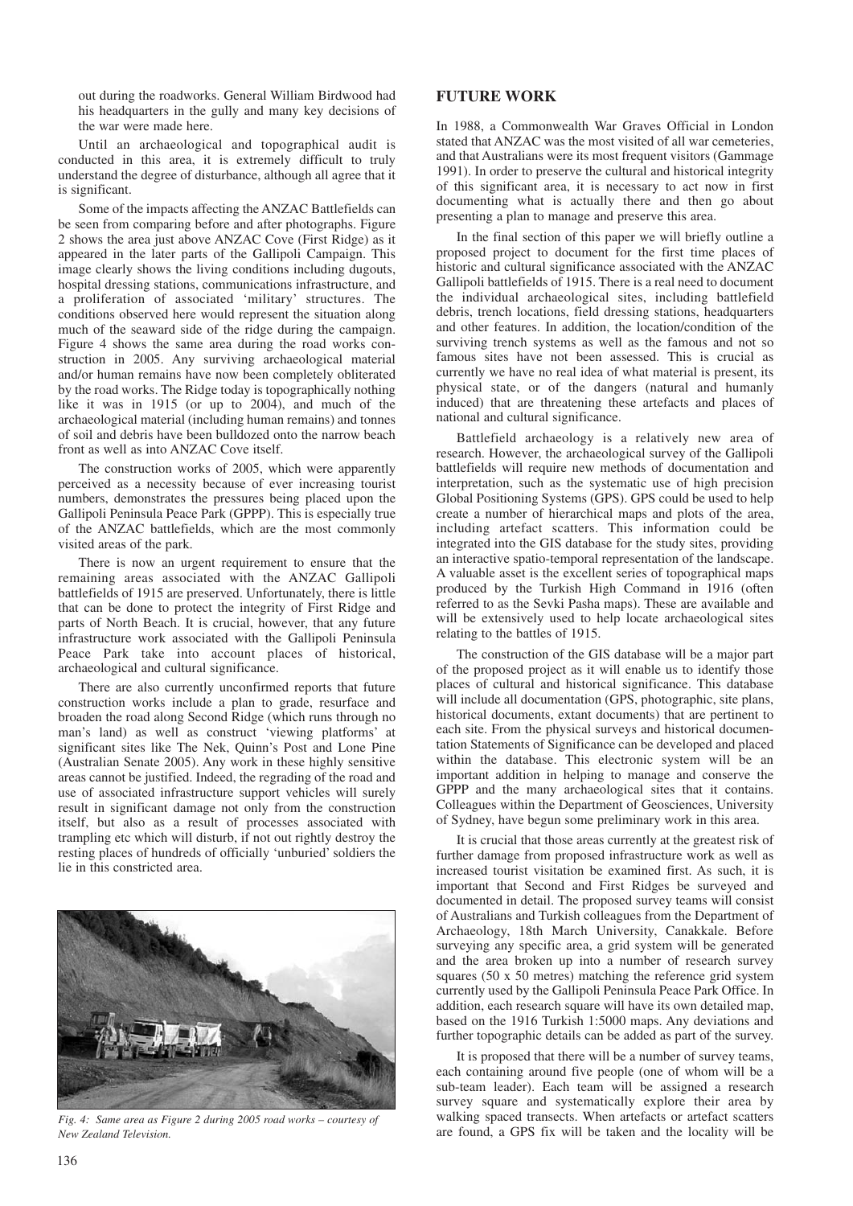out during the roadworks. General William Birdwood had his headquarters in the gully and many key decisions of the war were made here.

Until an archaeological and topographical audit is conducted in this area, it is extremely difficult to truly understand the degree of disturbance, although all agree that it is significant.

Some of the impacts affecting the ANZAC Battlefields can be seen from comparing before and after photographs. Figure 2 shows the area just above ANZAC Cove (First Ridge) as it appeared in the later parts of the Gallipoli Campaign. This image clearly shows the living conditions including dugouts, hospital dressing stations, communications infrastructure, and a proliferation of associated 'military' structures. The conditions observed here would represent the situation along much of the seaward side of the ridge during the campaign. Figure 4 shows the same area during the road works construction in 2005. Any surviving archaeological material and/or human remains have now been completely obliterated by the road works. The Ridge today is topographically nothing like it was in 1915 (or up to 2004), and much of the archaeological material (including human remains) and tonnes of soil and debris have been bulldozed onto the narrow beach front as well as into ANZAC Cove itself.

The construction works of 2005, which were apparently perceived as a necessity because of ever increasing tourist numbers, demonstrates the pressures being placed upon the Gallipoli Peninsula Peace Park (GPPP). This is especially true of the ANZAC battlefields, which are the most commonly visited areas of the park.

There is now an urgent requirement to ensure that the remaining areas associated with the ANZAC Gallipoli battlefields of 1915 are preserved. Unfortunately, there is little that can be done to protect the integrity of First Ridge and parts of North Beach. It is crucial, however, that any future infrastructure work associated with the Gallipoli Peninsula Peace Park take into account places of historical, archaeological and cultural significance.

There are also currently unconfirmed reports that future construction works include a plan to grade, resurface and broaden the road along Second Ridge (which runs through no man's land) as well as construct 'viewing platforms' at significant sites like The Nek, Quinn's Post and Lone Pine (Australian Senate 2005). Any work in these highly sensitive areas cannot be justified. Indeed, the regrading of the road and use of associated infrastructure support vehicles will surely result in significant damage not only from the construction itself, but also as a result of processes associated with trampling etc which will disturb, if not out rightly destroy the resting places of hundreds of officially 'unburied' soldiers the lie in this constricted area.

*Fig. 4: Same area as Figure 2 during 2005 road works – courtesy of New Zealand Television.*

## FUTURE WORK

In 1988, a Commonwealth War Graves Official in London stated that ANZAC was the most visited of all war cemeteries, and that Australians were its most frequent visitors (Gammage 1991). In order to preserve the cultural and historical integrity of this significant area, it is necessary to act now in first documenting what is actually there and then go about presenting a plan to manage and preserve this area.

In the final section of this paper we will briefly outline a proposed project to document for the first time places of historic and cultural significance associated with the ANZAC Gallipoli battlefields of 1915. There is a real need to document the individual archaeological sites, including battlefield debris, trench locations, field dressing stations, headquarters and other features. In addition, the location/condition of the surviving trench systems as well as the famous and not so famous sites have not been assessed. This is crucial as currently we have no real idea of what material is present, its physical state, or of the dangers (natural and humanly induced) that are threatening these artefacts and places of national and cultural significance.

Battlefield archaeology is a relatively new area of research. However, the archaeological survey of the Gallipoli battlefields will require new methods of documentation and interpretation, such as the systematic use of high precision Global Positioning Systems (GPS). GPS could be used to help create a number of hierarchical maps and plots of the area, including artefact scatters. This information could be integrated into the GIS database for the study sites, providing an interactive spatio-temporal representation of the landscape. A valuable asset is the excellent series of topographical maps produced by the Turkish High Command in 1916 (often referred to as the Sevki Pasha maps). These are available and will be extensively used to help locate archaeological sites relating to the battles of 1915.

The construction of the GIS database will be a major part of the proposed project as it will enable us to identify those places of cultural and historical significance. This database will include all documentation (GPS, photographic, site plans, historical documents, extant documents) that are pertinent to each site. From the physical surveys and historical documentation Statements of Significance can be developed and placed within the database. This electronic system will be an important addition in helping to manage and conserve the GPPP and the many archaeological sites that it contains. Colleagues within the Department of Geosciences, University of Sydney, have begun some preliminary work in this area.

It is crucial that those areas currently at the greatest risk of further damage from proposed infrastructure work as well as increased tourist visitation be examined first. As such, it is important that Second and First Ridges be surveyed and documented in detail. The proposed survey teams will consist of Australians and Turkish colleagues from the Department of Archaeology, 18th March University, Canakkale. Before surveying any specific area, a grid system will be generated and the area broken up into a number of research survey squares (50 x 50 metres) matching the reference grid system currently used by the Gallipoli Peninsula Peace Park Office. In addition, each research square will have its own detailed map, based on the 1916 Turkish 1:5000 maps. Any deviations and further topographic details can be added as part of the survey.

It is proposed that there will be a number of survey teams, each containing around five people (one of whom will be a sub-team leader). Each team will be assigned a research survey square and systematically explore their area by walking spaced transects. When artefacts or artefact scatters are found, a GPS fix will be taken and the locality will be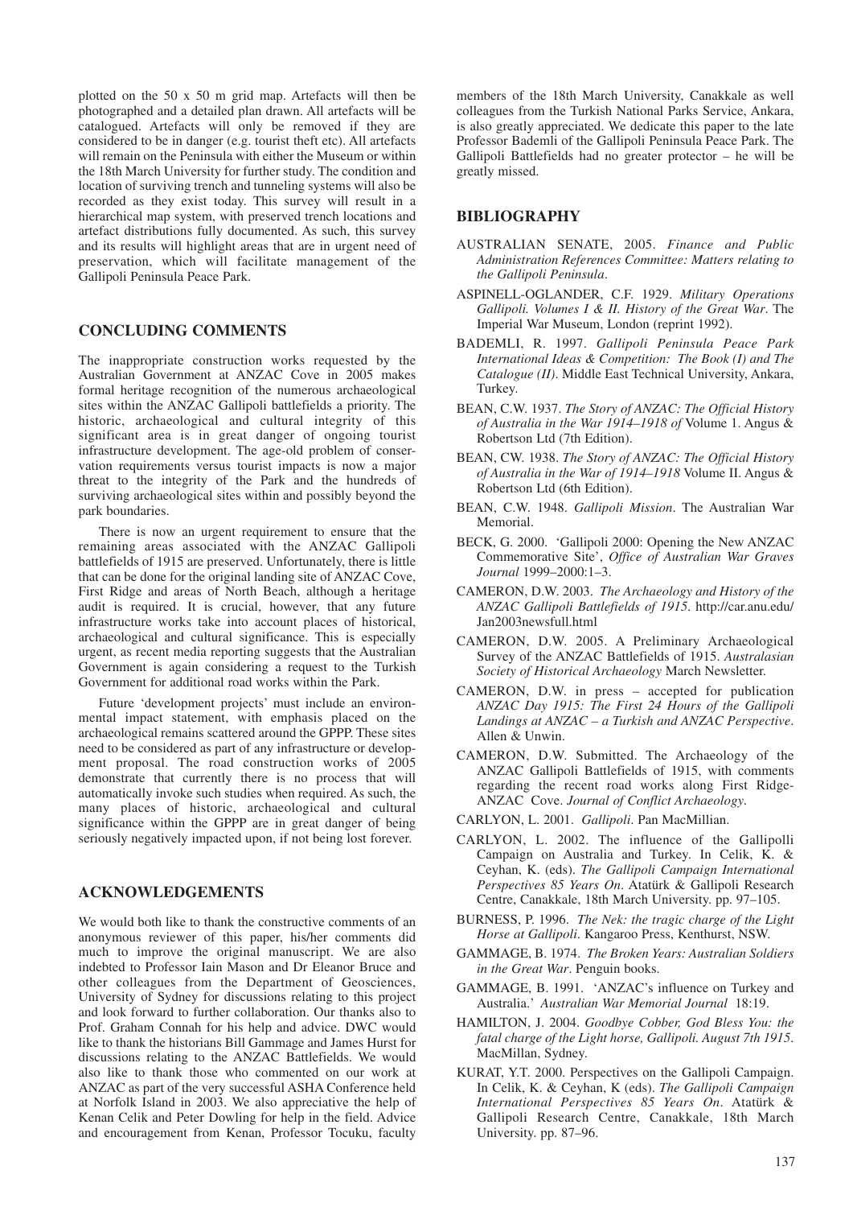plotted on the 50 x 50 m grid map. Artefacts will then be photographed and a detailed plan drawn. All artefacts will be catalogued. Artefacts will only be removed if they are considered to be in danger (e.g. tourist theft etc). All artefacts will remain on the Peninsula with either the Museum or within the 18th March University for further study. The condition and location of surviving trench and tunneling systems will also be recorded as they exist today. This survey will result in a hierarchical map system, with preserved trench locations and artefact distributions fully documented. As such, this survey and its results will highlight areas that are in urgent need of preservation, which will facilitate management of the Gallipoli Peninsula Peace Park.

## CONCLUDING COMMENTS

The inappropriate construction works requested by the Australian Government at ANZAC Cove in 2005 makes formal heritage recognition of the numerous archaeological sites within the ANZAC Gallipoli battlefields a priority. The historic, archaeological and cultural integrity of this significant area is in great danger of ongoing tourist infrastructure development. The age-old problem of conservation requirements versus tourist impacts is now a major threat to the integrity of the Park and the hundreds of surviving archaeological sites within and possibly beyond the park boundaries.

There is now an urgent requirement to ensure that the remaining areas associated with the ANZAC Gallipoli battlefields of 1915 are preserved. Unfortunately, there is little that can be done for the original landing site of ANZAC Cove, First Ridge and areas of North Beach, although a heritage audit is required. It is crucial, however, that any future infrastructure works take into account places of historical, archaeological and cultural significance. This is especially urgent, as recent media reporting suggests that the Australian Government is again considering a request to the Turkish Government for additional road works within the Park.

Future 'development projects' must include an environmental impact statement, with emphasis placed on the archaeological remains scattered around the GPPP. These sites need to be considered as part of any infrastructure or development proposal. The road construction works of 2005 demonstrate that currently there is no process that will automatically invoke such studies when required. As such, the many places of historic, archaeological and cultural significance within the GPPP are in great danger of being seriously negatively impacted upon, if not being lost forever.

## ACKNOWLEDGEMENTS

We would both like to thank the constructive comments of an anonymous reviewer of this paper, his/her comments did much to improve the original manuscript. We are also indebted to Professor Iain Mason and Dr Eleanor Bruce and other colleagues from the Department of Geosciences, University of Sydney for discussions relating to this project and look forward to further collaboration. Our thanks also to Prof. Graham Connah for his help and advice. DWC would like to thank the historians Bill Gammage and James Hurst for discussions relating to the ANZAC Battlefields. We would also like to thank those who commented on our work at ANZAC as part of the very successful ASHA Conference held at Norfolk Island in 2003. We also appreciative the help of Kenan Celik and Peter Dowling for help in the field. Advice and encouragement from Kenan, Professor Tocuku, faculty members of the 18th March University, Canakkale as well colleagues from the Turkish National Parks Service, Ankara, is also greatly appreciated. We dedicate this paper to the late Professor Bademli of the Gallipoli Peninsula Peace Park. The Gallipoli Battlefields had no greater protector – he will be greatly missed.

## BIBLIOGRAPHY

AUSTRALIAN SENATE, 2005. *Finance and Public Administration References Committee: Matters relating to the Gallipoli Peninsula*.

ASPINELL-OGLANDER, C.F. 1929. *Military Operations Gallipoli. Volumes I & II. History of the Great War*. The Imperial War Museum, London (reprint 1992).

BADEMLI, R. 1997. *Gallipoli Peninsula Peace Park International Ideas & Competition: The Book (I) and The Catalogue (II)*. Middle East Technical University, Ankara, Turkey.

BEAN, C.W. 1937. *The Story of ANZAC: The Official History of Australia in the War 1914–1918 of* Volume 1. Angus & Robertson Ltd (7th Edition).

BEAN, CW. 1938. *The Story of ANZAC: The Official History of Australia in the War of 1914–1918* Volume II. Angus & Robertson Ltd (6th Edition).

BEAN, C.W. 1948. *Gallipoli Mission*. The Australian War Memorial.

BECK, G. 2000. 'Gallipoli 2000: Opening the New ANZAC Commemorative Site', *Office of Australian War Graves Journal* 1999–2000:1–3.

CAMERON, D.W. 2003. *The Archaeology and History of the ANZAC Gallipoli Battlefields of 1915*. http://car.anu.edu/Jan2003newsfull.html

CAMERON, D.W. 2005. A Preliminary Archaeological Survey of the ANZAC Battlefields of 1915. *Australasian Society of Historical Archaeology* March Newsletter.

CAMERON, D.W. in press – accepted for publication *ANZAC Day 1915: The First 24 Hours of the Gallipoli Landings at ANZAC – a Turkish and ANZAC Perspective*. Allen & Unwin.

CAMERON, D.W. Submitted. The Archaeology of the ANZAC Gallipoli Battlefields of 1915, with comments regarding the recent road works along First Ridge-ANZAC Cove. *Journal of Conflict Archaeology*.

CARLYON, L. 2001. *Gallipoli*. Pan MacMillian.

CARLYON, L. 2002. The influence of the Gallipolli Campaign on Australia and Turkey. In Celik, K. & Ceyhan, K. (eds). *The Gallipoli Campaign International Perspectives 85 Years On*. Atatürk & Gallipoli Research Centre, Canakkale, 18th March University. pp. 97–105.

BURNESS, P. 1996. *The Nek: the tragic charge of the Light Horse at Gallipoli*. Kangaroo Press, Kenthurst, NSW.

GAMMAGE, B. 1974. *The Broken Years: Australian Soldiers in the Great War*. Penguin books.

GAMMAGE, B. 1991. 'ANZAC's influence on Turkey and Australia.' *Australian War Memorial Journal* 18:19.

HAMILTON, J. 2004. *Goodbye Cobber, God Bless You: the fatal charge of the Light horse, Gallipoli. August 7th 1915*. MacMillan, Sydney.

KURAT, Y.T. 2000. Perspectives on the Gallipoli Campaign. In Celik, K. & Ceyhan, K (eds). *The Gallipoli Campaign International Perspectives 85 Years On*. Atatürk & Gallipoli Research Centre, Canakkale, 18th March University. pp. 87–96.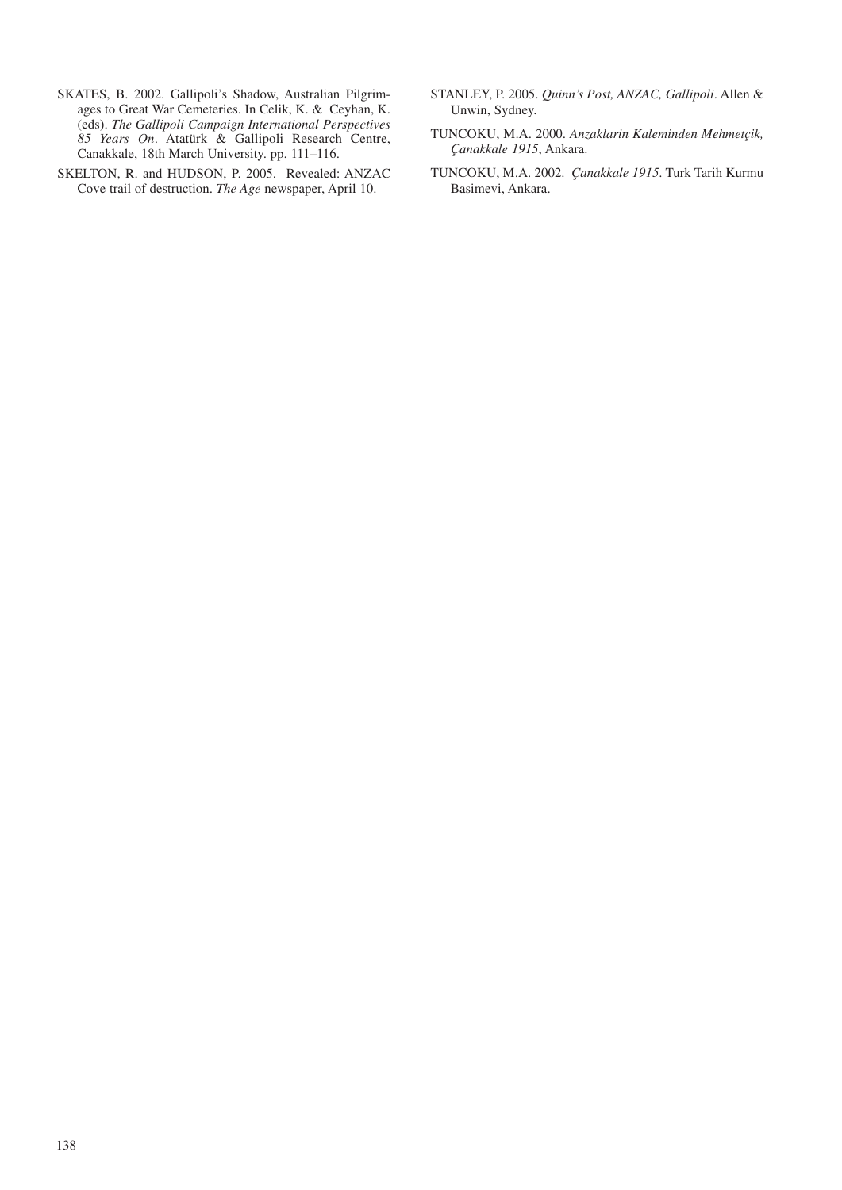SKATES, B. 2002. Gallipoli's Shadow, Australian Pilgrimages to Great War Cemeteries. In Celik, K. & Ceyhan, K. (eds). *The Gallipoli Campaign International Perspectives 85 Years On*. Atatürk & Gallipoli Research Centre, Canakkale, 18th March University. pp. 111–116.

SKELTON, R. and HUDSON, P. 2005. Revealed: ANZAC Cove trail of destruction. *The Age* newspaper, April 10.

STANLEY, P. 2005. *Quinn's Post, ANZAC, Gallipoli*. Allen & Unwin, Sydney.

TUNCOKU, M.A. 2000. *Anzaklarin Kaleminden Mehmetçik, Çanakkale 1915*, Ankara.

TUNCOKU, M.A. 2002. *Çanakkale 1915*. Turk Tarih Kurmu Basimevi, Ankara.